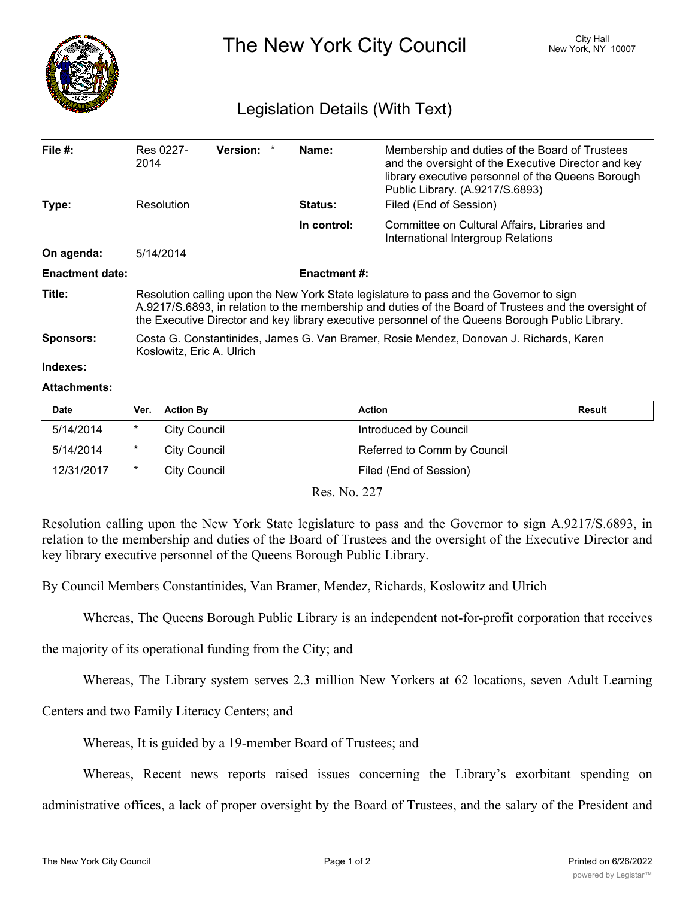# The New York City Council

City Hall
New York, NY 10007

## Legislation Details (With Text)

| | | | |
|---|---|---|---|
| **File #:** | Res 0227-2014 **Version:** * | **Name:** | Membership and duties of the Board of Trustees and the oversight of the Executive Director and key library executive personnel of the Queens Borough Public Library. (A.9217/S.6893) |
| **Type:** | Resolution | **Status:** | Filed (End of Session) |
| | | **In control:** | Committee on Cultural Affairs, Libraries and International Intergroup Relations |
| **On agenda:** | 5/14/2014 | | |
| **Enactment date:** | | **Enactment #:** | |

**Title:** Resolution calling upon the New York State legislature to pass and the Governor to sign A.9217/S.6893, in relation to the membership and duties of the Board of Trustees and the oversight of the Executive Director and key library executive personnel of the Queens Borough Public Library.

**Sponsors:** Costa G. Constantinides, James G. Van Bramer, Rosie Mendez, Donovan J. Richards, Karen Koslowitz, Eric A. Ulrich

**Indexes:**

**Attachments:**

| Date | Ver. | Action By | Action | Result |
|---|---|---|---|---|
| 5/14/2014 | * | City Council | Introduced by Council | |
| 5/14/2014 | * | City Council | Referred to Comm by Council | |
| 12/31/2017 | * | City Council | Filed (End of Session) | |

Res. No. 227

Resolution calling upon the New York State legislature to pass and the Governor to sign A.9217/S.6893, in relation to the membership and duties of the Board of Trustees and the oversight of the Executive Director and key library executive personnel of the Queens Borough Public Library.

By Council Members Constantinides, Van Bramer, Mendez, Richards, Koslowitz and Ulrich

Whereas, The Queens Borough Public Library is an independent not-for-profit corporation that receives the majority of its operational funding from the City; and

Whereas, The Library system serves 2.3 million New Yorkers at 62 locations, seven Adult Learning Centers and two Family Literacy Centers; and

Whereas, It is guided by a 19-member Board of Trustees; and

Whereas, Recent news reports raised issues concerning the Library's exorbitant spending on administrative offices, a lack of proper oversight by the Board of Trustees, and the salary of the President and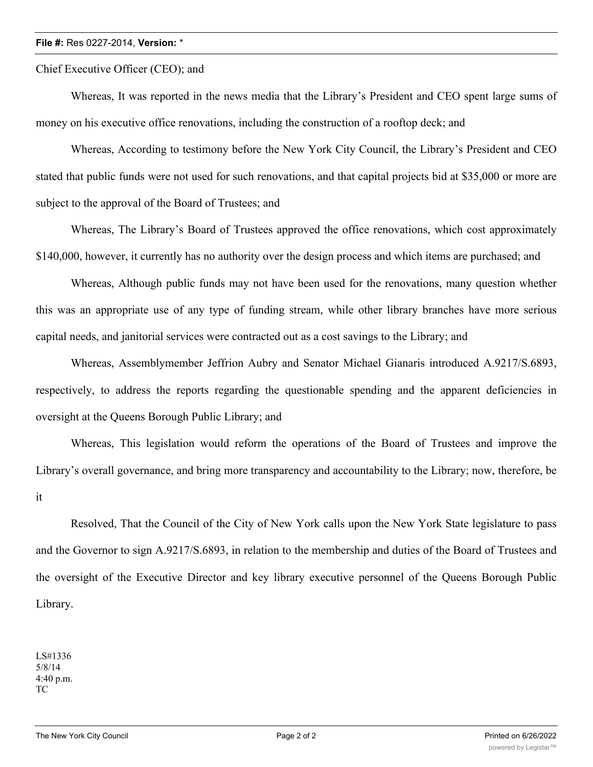Chief Executive Officer (CEO); and

Whereas, It was reported in the news media that the Library's President and CEO spent large sums of money on his executive office renovations, including the construction of a rooftop deck; and

Whereas, According to testimony before the New York City Council, the Library's President and CEO stated that public funds were not used for such renovations, and that capital projects bid at $35,000 or more are subject to the approval of the Board of Trustees; and

Whereas, The Library's Board of Trustees approved the office renovations, which cost approximately $140,000, however, it currently has no authority over the design process and which items are purchased; and

Whereas, Although public funds may not have been used for the renovations, many question whether this was an appropriate use of any type of funding stream, while other library branches have more serious capital needs, and janitorial services were contracted out as a cost savings to the Library; and

Whereas, Assemblymember Jeffrion Aubry and Senator Michael Gianaris introduced A.9217/S.6893, respectively, to address the reports regarding the questionable spending and the apparent deficiencies in oversight at the Queens Borough Public Library; and

Whereas, This legislation would reform the operations of the Board of Trustees and improve the Library's overall governance, and bring more transparency and accountability to the Library; now, therefore, be it

Resolved, That the Council of the City of New York calls upon the New York State legislature to pass and the Governor to sign A.9217/S.6893, in relation to the membership and duties of the Board of Trustees and the oversight of the Executive Director and key library executive personnel of the Queens Borough Public Library.

LS#1336
5/8/14
4:40 p.m.
TC